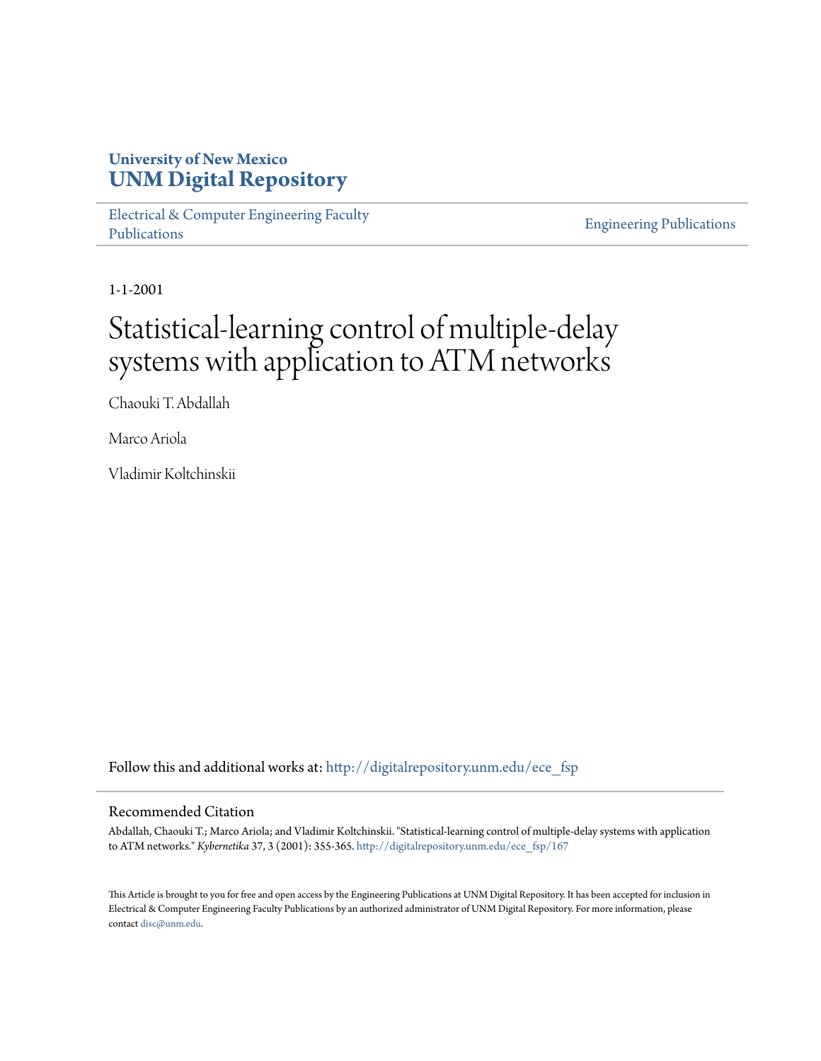University of New Mexico
**UNM Digital Repository**

Electrical & Computer Engineering Faculty Publications

Engineering Publications

1-1-2001

# Statistical-learning control of multiple-delay systems with application to ATM networks

Chaouki T. Abdallah

Marco Ariola

Vladimir Koltchinskii

Follow this and additional works at: http://digitalrepository.unm.edu/ece_fsp

## Recommended Citation

Abdallah, Chaouki T.; Marco Ariola; and Vladimir Koltchinskii. "Statistical-learning control of multiple-delay systems with application to ATM networks." *Kybernetika* 37, 3 (2001): 355-365. http://digitalrepository.unm.edu/ece_fsp/167

This Article is brought to you for free and open access by the Engineering Publications at UNM Digital Repository. It has been accepted for inclusion in Electrical & Computer Engineering Faculty Publications by an authorized administrator of UNM Digital Repository. For more information, please contact disc@unm.edu.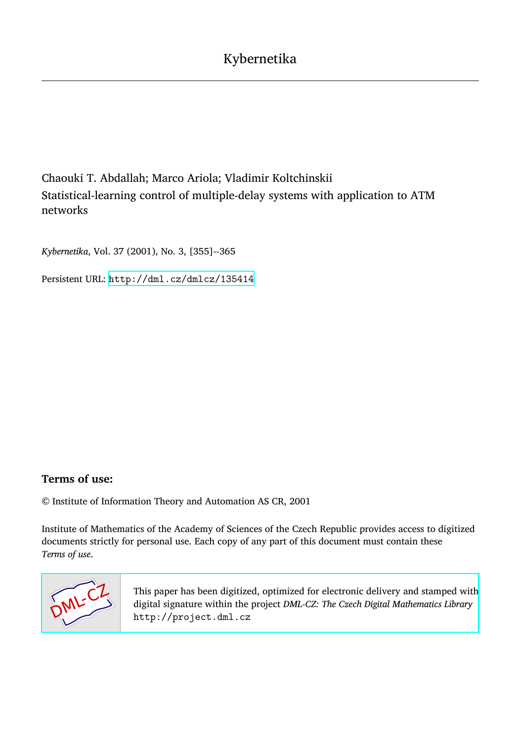Kybernetika

Chaouki T. Abdallah; Marco Ariola; Vladimir Koltchinskii

Statistical-learning control of multiple-delay systems with application to ATM networks

*Kybernetika*, Vol. 37 (2001), No. 3, [355]--365

Persistent URL: http://dml.cz/dmlcz/135414

## Terms of use:

© Institute of Information Theory and Automation AS CR, 2001

Institute of Mathematics of the Academy of Sciences of the Czech Republic provides access to digitized documents strictly for personal use. Each copy of any part of this document must contain these *Terms of use*.

This paper has been digitized, optimized for electronic delivery and stamped with digital signature within the project *DML-CZ: The Czech Digital Mathematics Library* http://project.dml.cz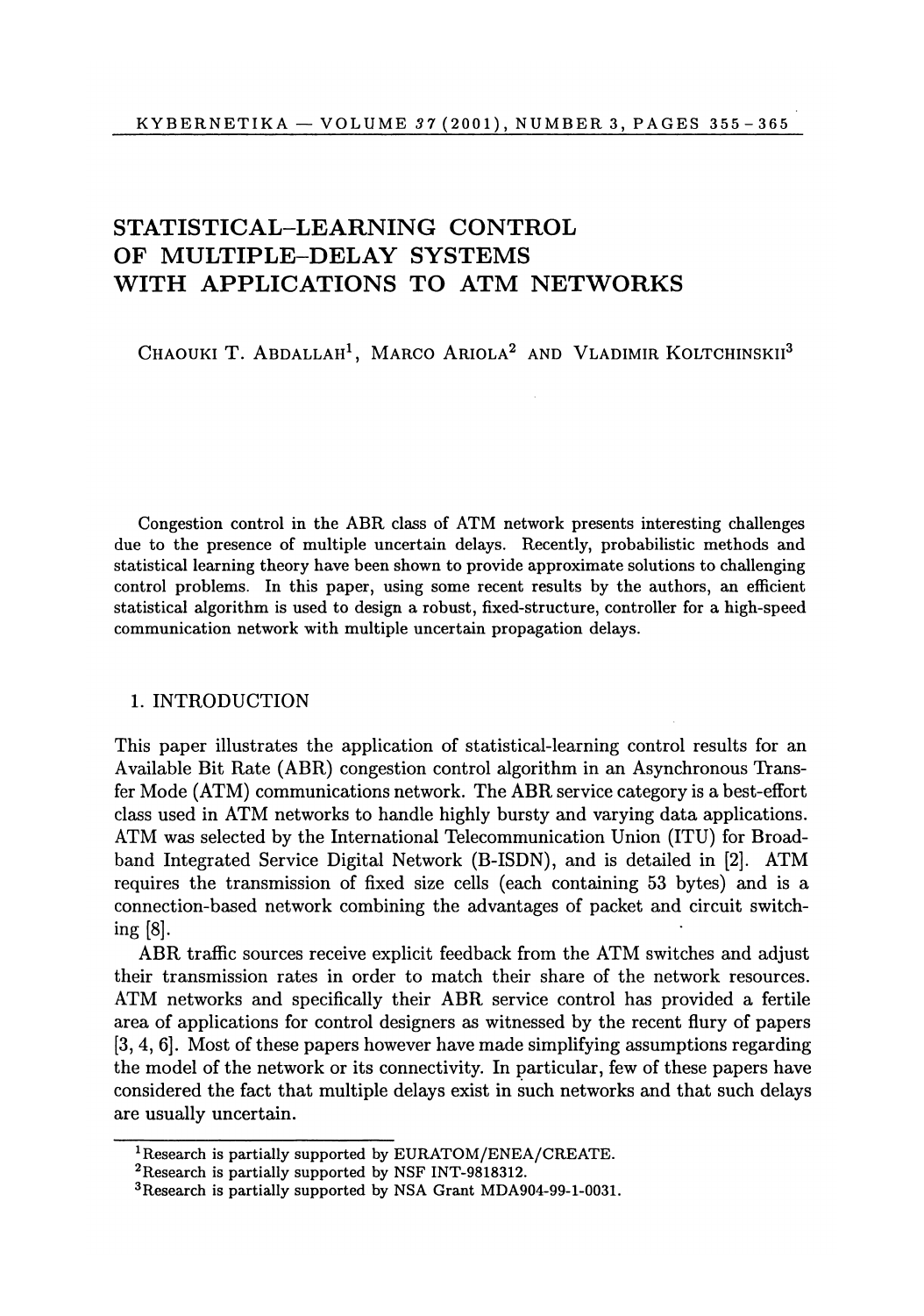# STATISTICAL–LEARNING CONTROL OF MULTIPLE–DELAY SYSTEMS WITH APPLICATIONS TO ATM NETWORKS

CHAOUKI T. ABDALLAH[1], MARCO ARIOLA[2] AND VLADIMIR KOLTCHINSKII[3]

Congestion control in the ABR class of ATM network presents interesting challenges due to the presence of multiple uncertain delays. Recently, probabilistic methods and statistical learning theory have been shown to provide approximate solutions to challenging control problems. In this paper, using some recent results by the authors, an efficient statistical algorithm is used to design a robust, fixed-structure, controller for a high-speed communication network with multiple uncertain propagation delays.

## 1. INTRODUCTION

This paper illustrates the application of statistical-learning control results for an Available Bit Rate (ABR) congestion control algorithm in an Asynchronous Transfer Mode (ATM) communications network. The ABR service category is a best-effort class used in ATM networks to handle highly bursty and varying data applications. ATM was selected by the International Telecommunication Union (ITU) for Broadband Integrated Service Digital Network (B-ISDN), and is detailed in [2]. ATM requires the transmission of fixed size cells (each containing 53 bytes) and is a connection-based network combining the advantages of packet and circuit switching [8].

ABR traffic sources receive explicit feedback from the ATM switches and adjust their transmission rates in order to match their share of the network resources. ATM networks and specifically their ABR service control has provided a fertile area of applications for control designers as witnessed by the recent flury of papers [3, 4, 6]. Most of these papers however have made simplifying assumptions regarding the model of the network or its connectivity. In particular, few of these papers have considered the fact that multiple delays exist in such networks and that such delays are usually uncertain.

---

[1]Research is partially supported by EURATOM/ENEA/CREATE.

[2]Research is partially supported by NSF INT-9818312.

[3]Research is partially supported by NSA Grant MDA904-99-1-0031.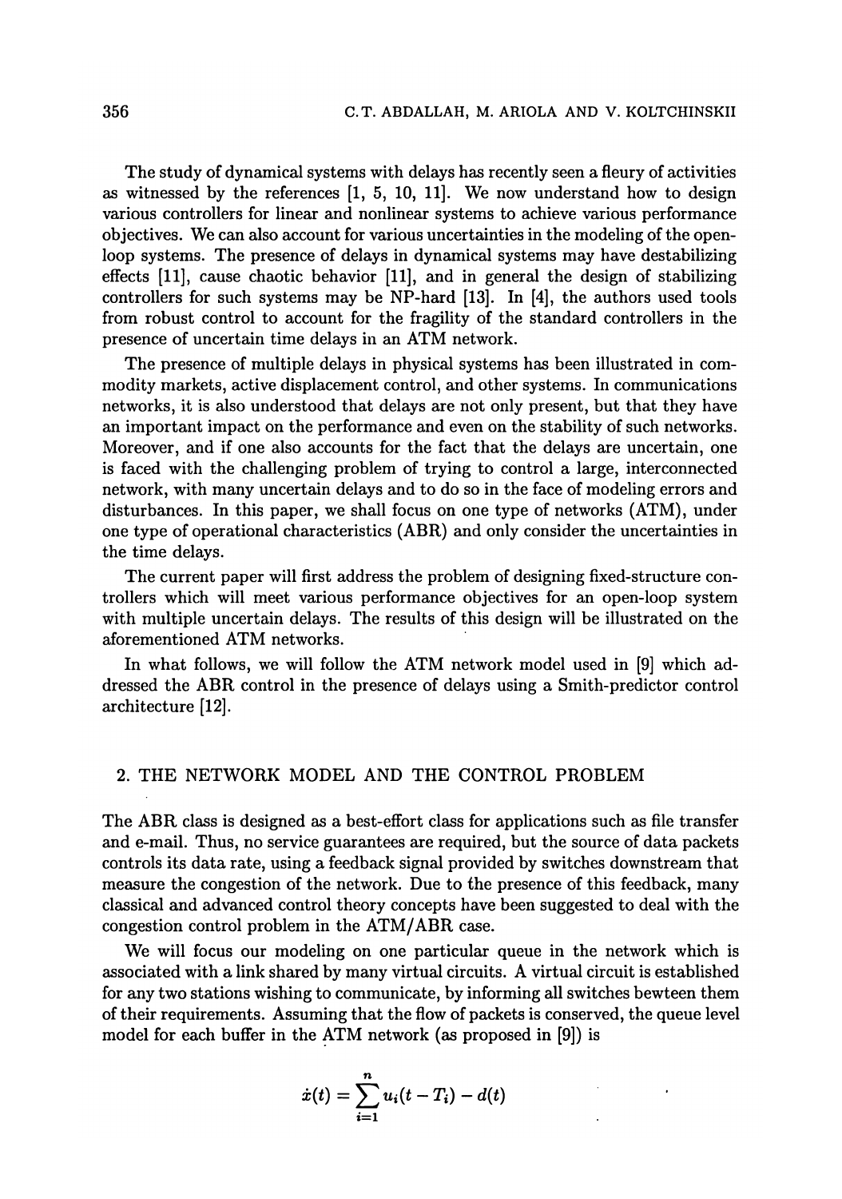The study of dynamical systems with delays has recently seen a fleury of activities as witnessed by the references [1, 5, 10, 11]. We now understand how to design various controllers for linear and nonlinear systems to achieve various performance objectives. We can also account for various uncertainties in the modeling of the open-loop systems. The presence of delays in dynamical systems may have destabilizing effects [11], cause chaotic behavior [11], and in general the design of stabilizing controllers for such systems may be NP-hard [13]. In [4], the authors used tools from robust control to account for the fragility of the standard controllers in the presence of uncertain time delays in an ATM network.

The presence of multiple delays in physical systems has been illustrated in commodity markets, active displacement control, and other systems. In communications networks, it is also understood that delays are not only present, but that they have an important impact on the performance and even on the stability of such networks. Moreover, and if one also accounts for the fact that the delays are uncertain, one is faced with the challenging problem of trying to control a large, interconnected network, with many uncertain delays and to do so in the face of modeling errors and disturbances. In this paper, we shall focus on one type of networks (ATM), under one type of operational characteristics (ABR) and only consider the uncertainties in the time delays.

The current paper will first address the problem of designing fixed-structure controllers which will meet various performance objectives for an open-loop system with multiple uncertain delays. The results of this design will be illustrated on the aforementioned ATM networks.

In what follows, we will follow the ATM network model used in [9] which addressed the ABR control in the presence of delays using a Smith-predictor control architecture [12].

## 2. THE NETWORK MODEL AND THE CONTROL PROBLEM

The ABR class is designed as a best-effort class for applications such as file transfer and e-mail. Thus, no service guarantees are required, but the source of data packets controls its data rate, using a feedback signal provided by switches downstream that measure the congestion of the network. Due to the presence of this feedback, many classical and advanced control theory concepts have been suggested to deal with the congestion control problem in the ATM/ABR case.

We will focus our modeling on one particular queue in the network which is associated with a link shared by many virtual circuits. A virtual circuit is established for any two stations wishing to communicate, by informing all switches bewteen them of their requirements. Assuming that the flow of packets is conserved, the queue level model for each buffer in the ATM network (as proposed in [9]) is

$$\dot{x}(t) = \sum_{i=1}^{n} u_i(t - T_i) - d(t)$$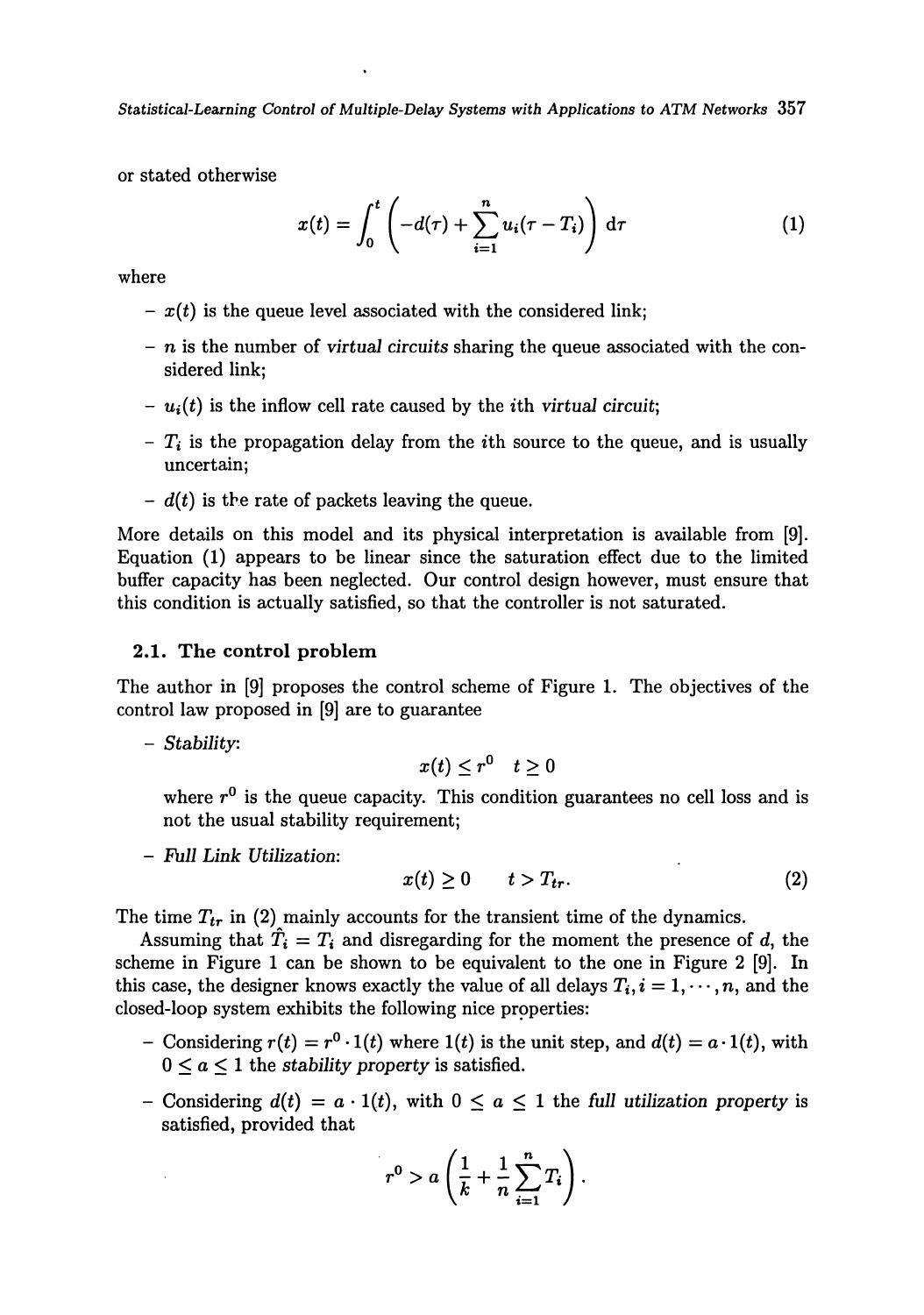or stated otherwise

$$x(t) = \int_0^t \left( -d(\tau) + \sum_{i=1}^{n} u_i(\tau - T_i) \right) \mathrm{d}\tau \tag{1}$$

where

- $x(t)$ is the queue level associated with the considered link;
- $n$ is the number of *virtual circuits* sharing the queue associated with the considered link;
- $u_i(t)$ is the inflow cell rate caused by the $i$th *virtual circuit*;
- $T_i$ is the propagation delay from the $i$th source to the queue, and is usually uncertain;
- $d(t)$ is the rate of packets leaving the queue.

More details on this model and its physical interpretation is available from [9]. Equation (1) appears to be linear since the saturation effect due to the limited buffer capacity has been neglected. Our control design however, must ensure that this condition is actually satisfied, so that the controller is not saturated.

### 2.1. The control problem

The author in [9] proposes the control scheme of Figure 1. The objectives of the control law proposed in [9] are to guarantee

- *Stability*:

$$x(t) \leq r^0 \quad t \geq 0$$

where $r^0$ is the queue capacity. This condition guarantees no cell loss and is not the usual stability requirement;

- *Full Link Utilization*:

$$x(t) \geq 0 \qquad t > T_{tr}. \tag{2}$$

The time $T_{tr}$ in (2) mainly accounts for the transient time of the dynamics.

Assuming that $\hat{T}_i = T_i$ and disregarding for the moment the presence of $d$, the scheme in Figure 1 can be shown to be equivalent to the one in Figure 2 [9]. In this case, the designer knows exactly the value of all delays $T_i, i = 1, \cdots, n$, and the closed-loop system exhibits the following nice properties:

- Considering $r(t) = r^0 \cdot 1(t)$ where $1(t)$ is the unit step, and $d(t) = a \cdot 1(t)$, with $0 \leq a \leq 1$ the *stability property* is satisfied.
- Considering $d(t) = a \cdot 1(t)$, with $0 \leq a \leq 1$ the *full utilization property* is satisfied, provided that

$$r^0 > a \left( \frac{1}{k} + \frac{1}{n} \sum_{i=1}^{n} T_i \right).$$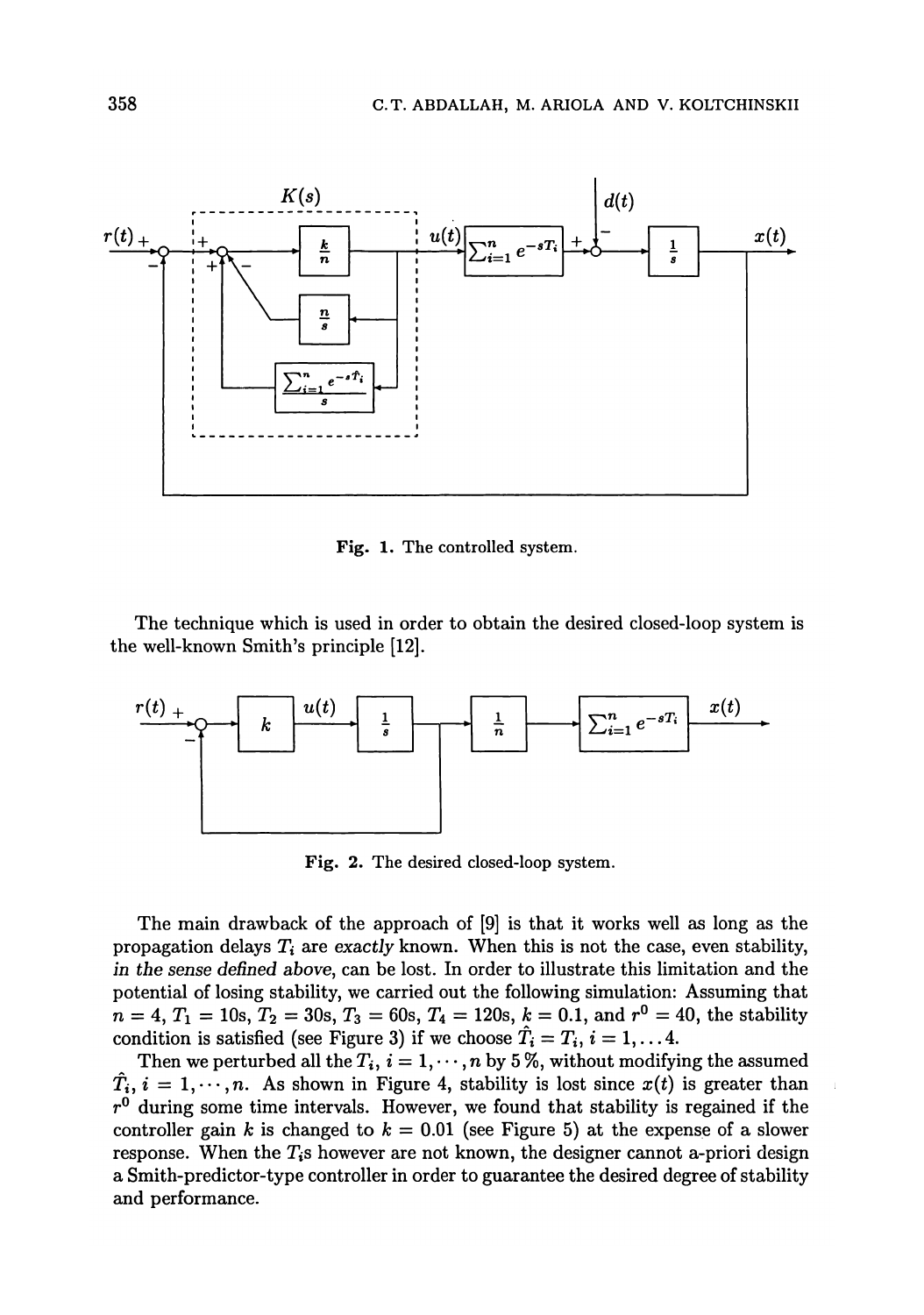Fig. 1. The controlled system.

The technique which is used in order to obtain the desired closed-loop system is the well-known Smith's principle [12].

Fig. 2. The desired closed-loop system.

The main drawback of the approach of [9] is that it works well as long as the propagation delays $T_i$ are *exactly* known. When this is not the case, even stability, *in the sense defined above*, can be lost. In order to illustrate this limitation and the potential of losing stability, we carried out the following simulation: Assuming that $n = 4$, $T_1 = 10$s, $T_2 = 30$s, $T_3 = 60$s, $T_4 = 120$s, $k = 0.1$, and $r^0 = 40$, the stability condition is satisfied (see Figure 3) if we choose $\hat{T}_i = T_i$, $i = 1, \ldots 4$.

Then we perturbed all the $T_i$, $i = 1, \cdots, n$ by 5 %, without modifying the assumed $\hat{T}_i$, $i = 1, \cdots, n$. As shown in Figure 4, stability is lost since $x(t)$ is greater than $r^0$ during some time intervals. However, we found that stability is regained if the controller gain $k$ is changed to $k = 0.01$ (see Figure 5) at the expense of a slower response. When the $T_i$s however are not known, the designer cannot a-priori design a Smith-predictor-type controller in order to guarantee the desired degree of stability and performance.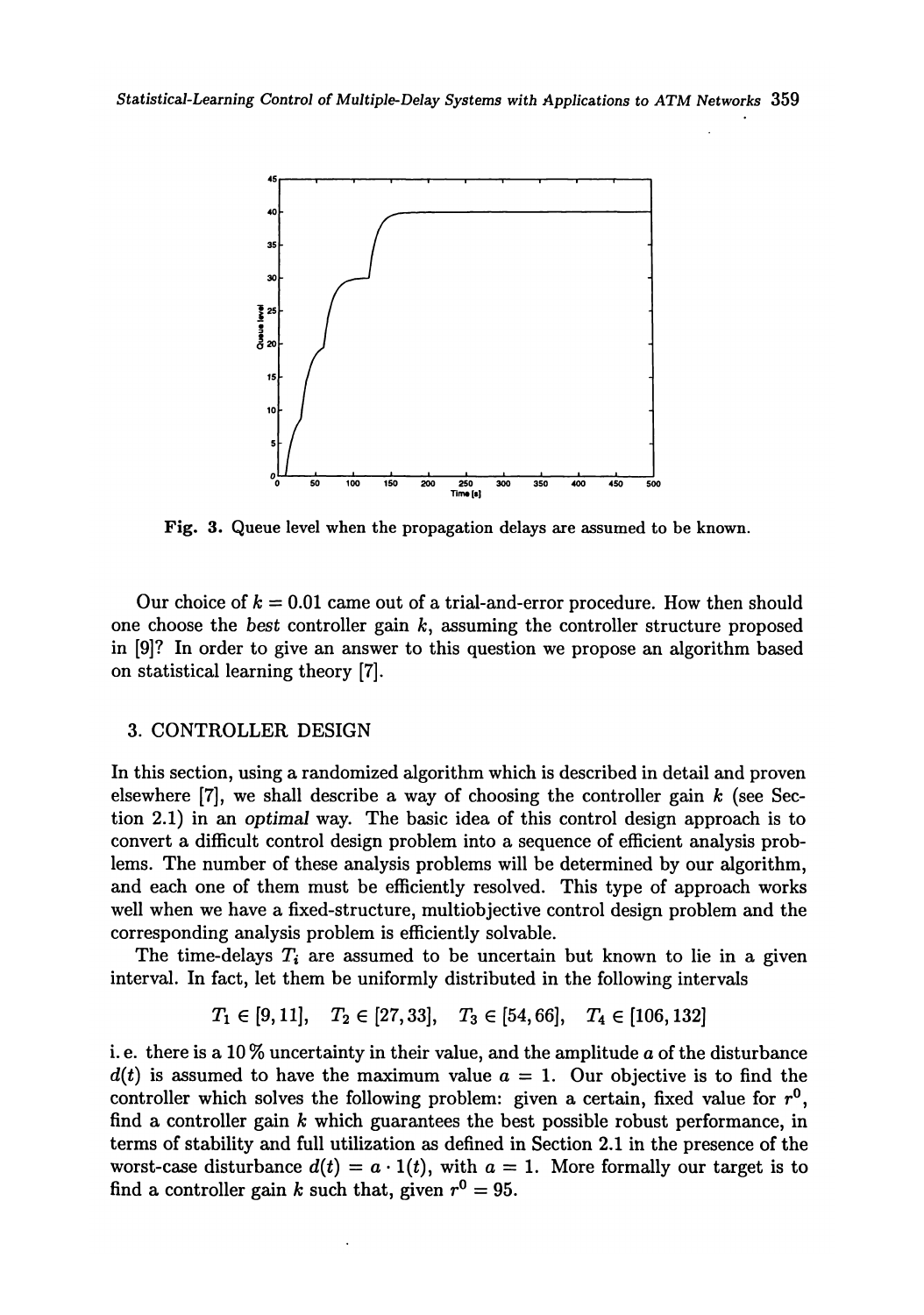Fig. 3. Queue level when the propagation delays are assumed to be known.

Our choice of $k = 0.01$ came out of a trial-and-error procedure. How then should one choose the *best* controller gain $k$, assuming the controller structure proposed in [9]? In order to give an answer to this question we propose an algorithm based on statistical learning theory [7].

## 3. CONTROLLER DESIGN

In this section, using a randomized algorithm which is described in detail and proven elsewhere [7], we shall describe a way of choosing the controller gain $k$ (see Section 2.1) in an *optimal* way. The basic idea of this control design approach is to convert a difficult control design problem into a sequence of efficient analysis problems. The number of these analysis problems will be determined by our algorithm, and each one of them must be efficiently resolved. This type of approach works well when we have a fixed-structure, multiobjective control design problem and the corresponding analysis problem is efficiently solvable.

The time-delays $T_i$ are assumed to be uncertain but known to lie in a given interval. In fact, let them be uniformly distributed in the following intervals

$$T_1 \in [9, 11], \quad T_2 \in [27, 33], \quad T_3 \in [54, 66], \quad T_4 \in [106, 132]$$

i. e. there is a 10 % uncertainty in their value, and the amplitude $a$ of the disturbance $d(t)$ is assumed to have the maximum value $a = 1$. Our objective is to find the controller which solves the following problem: given a certain, fixed value for $r^0$, find a controller gain $k$ which guarantees the best possible robust performance, in terms of stability and full utilization as defined in Section 2.1 in the presence of the worst-case disturbance $d(t) = a \cdot 1(t)$, with $a = 1$. More formally our target is to find a controller gain $k$ such that, given $r^0 = 95$.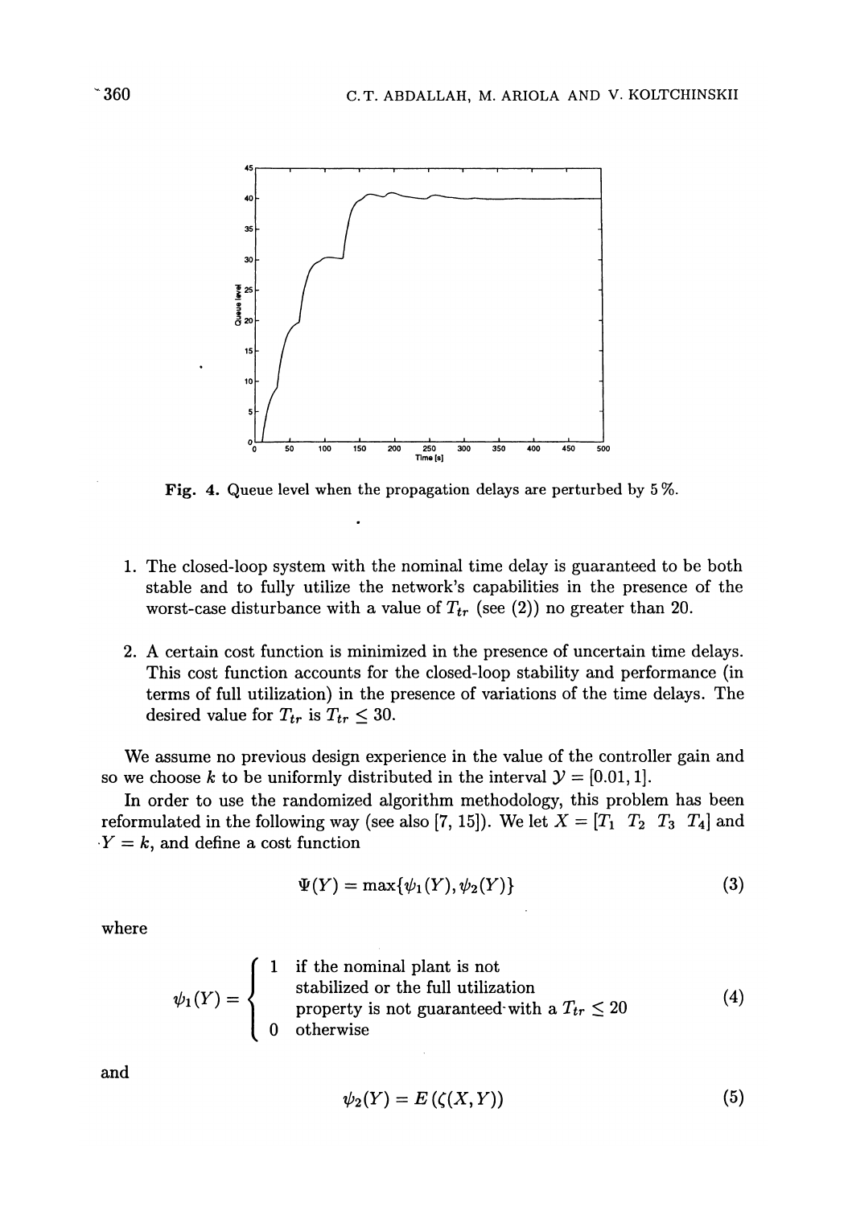Fig. 4. Queue level when the propagation delays are perturbed by 5 %.

1. The closed-loop system with the nominal time delay is guaranteed to be both stable and to fully utilize the network's capabilities in the presence of the worst-case disturbance with a value of $T_{tr}$ (see (2)) no greater than 20.

2. A certain cost function is minimized in the presence of uncertain time delays. This cost function accounts for the closed-loop stability and performance (in terms of full utilization) in the presence of variations of the time delays. The desired value for $T_{tr}$ is $T_{tr} \leq 30$.

We assume no previous design experience in the value of the controller gain and so we choose $k$ to be uniformly distributed in the interval $\mathcal{Y} = [0.01, 1]$.

In order to use the randomized algorithm methodology, this problem has been reformulated in the following way (see also [7, 15]). We let $X = [T_1 \; T_2 \; T_3 \; T_4]$ and $Y = k$, and define a cost function

$$\Psi(Y) = \max\{\psi_1(Y), \psi_2(Y)\} \tag{3}$$

where

$$\psi_1(Y) = \begin{cases} 1 & \text{if the nominal plant is not stabilized or the full utilization property is not guaranteed with a } T_{tr} \leq 20 \\ 0 & \text{otherwise} \end{cases} \tag{4}$$

and

$$\psi_2(Y) = E\left(\zeta(X, Y)\right) \tag{5}$$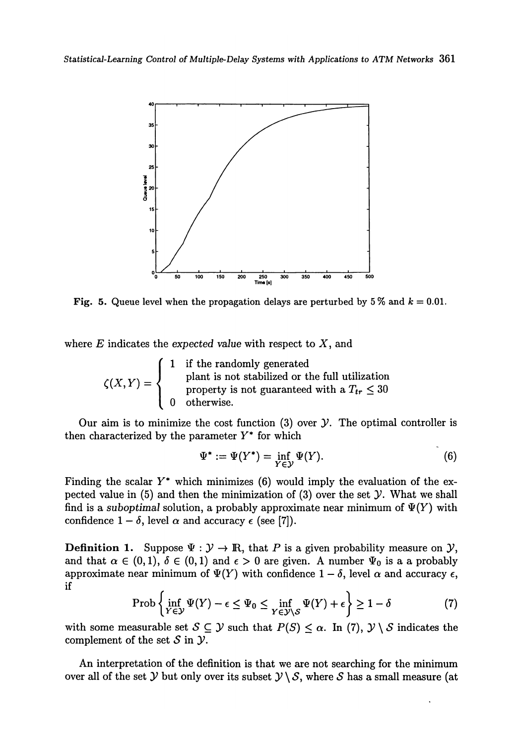Fig. 5. Queue level when the propagation delays are perturbed by 5 % and $k = 0.01$.

where $E$ indicates the *expected value* with respect to $X$, and

$$\zeta(X,Y) = \begin{cases} 1 & \text{if the randomly generated plant is not stabilized or the full utilization property is not guaranteed with a } T_{tr} \leq 30 \\ 0 & \text{otherwise.} \end{cases}$$

Our aim is to minimize the cost function (3) over $\mathcal{Y}$. The optimal controller is then characterized by the parameter $Y^*$ for which

$$\Psi^* := \Psi(Y^*) = \inf_{Y \in \mathcal{Y}} \Psi(Y). \tag{6}$$

Finding the scalar $Y^*$ which minimizes (6) would imply the evaluation of the expected value in (5) and then the minimization of (3) over the set $\mathcal{Y}$. What we shall find is a *suboptimal* solution, a probably approximate near minimum of $\Psi(Y)$ with confidence $1-\delta$, level $\alpha$ and accuracy $\epsilon$ (see [7]).

**Definition 1.** Suppose $\Psi : \mathcal{Y} \to \mathbb{R}$, that $P$ is a given probability measure on $\mathcal{Y}$, and that $\alpha \in (0,1)$, $\delta \in (0,1)$ and $\epsilon > 0$ are given. A number $\Psi_0$ is a a probably approximate near minimum of $\Psi(Y)$ with confidence $1-\delta$, level $\alpha$ and accuracy $\epsilon$, if

$$\text{Prob}\left\{ \inf_{Y \in \mathcal{Y}} \Psi(Y) - \epsilon \leq \Psi_0 \leq \inf_{Y \in \mathcal{Y} \setminus \mathcal{S}} \Psi(Y) + \epsilon \right\} \geq 1 - \delta \tag{7}$$

with some measurable set $\mathcal{S} \subseteq \mathcal{Y}$ such that $P(\mathcal{S}) \leq \alpha$. In (7), $\mathcal{Y} \setminus \mathcal{S}$ indicates the complement of the set $\mathcal{S}$ in $\mathcal{Y}$.

An interpretation of the definition is that we are not searching for the minimum over all of the set $\mathcal{Y}$ but only over its subset $\mathcal{Y} \setminus \mathcal{S}$, where $\mathcal{S}$ has a small measure (at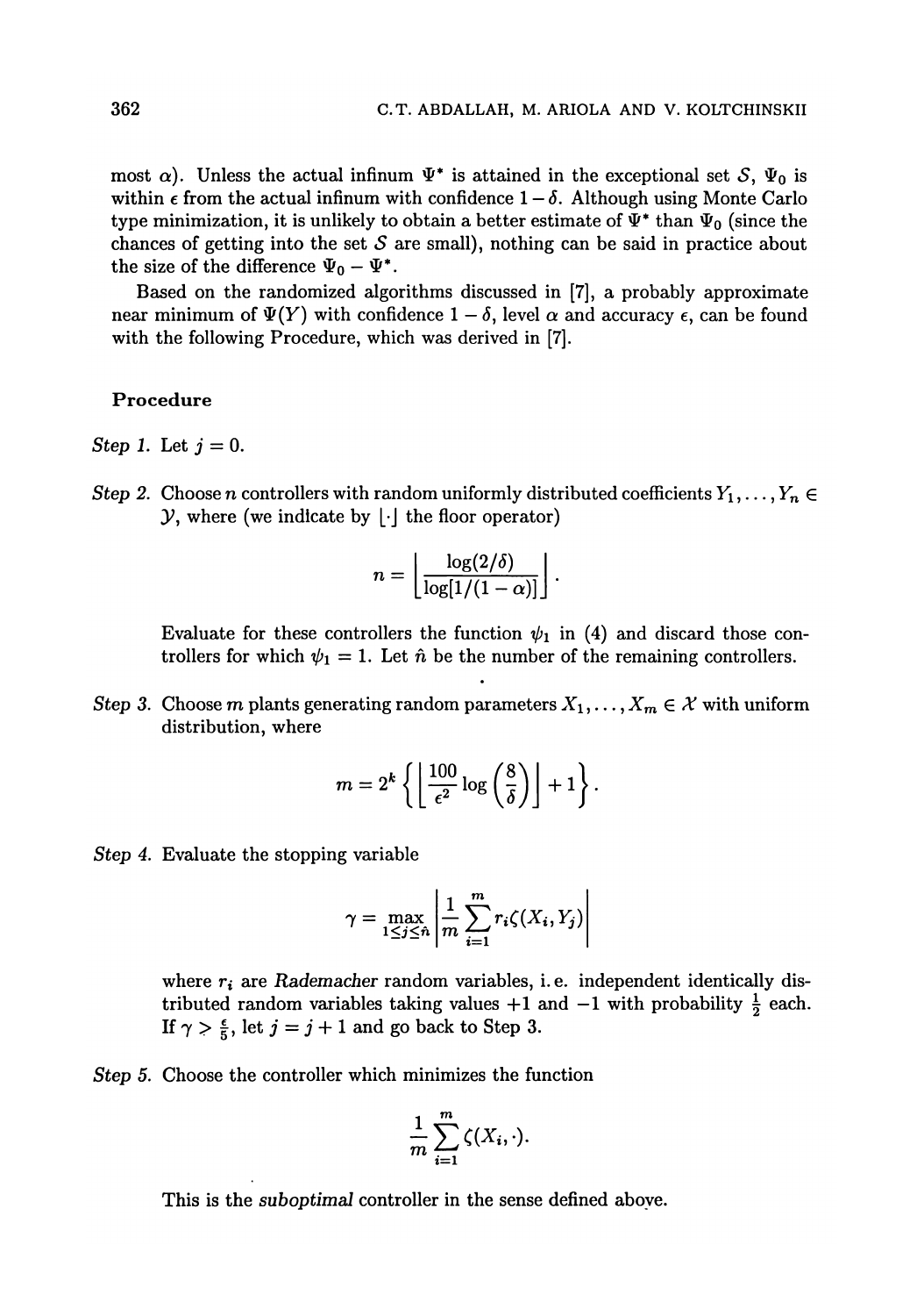most $\alpha$). Unless the actual infinum $\Psi^*$ is attained in the exceptional set $\mathcal{S}$, $\Psi_0$ is within $\epsilon$ from the actual infinum with confidence $1-\delta$. Although using Monte Carlo type minimization, it is unlikely to obtain a better estimate of $\Psi^*$ than $\Psi_0$ (since the chances of getting into the set $\mathcal{S}$ are small), nothing can be said in practice about the size of the difference $\Psi_0 - \Psi^*$.

Based on the randomized algorithms discussed in [7], a probably approximate near minimum of $\Psi(Y)$ with confidence $1-\delta$, level $\alpha$ and accuracy $\epsilon$, can be found with the following Procedure, which was derived in [7].

**Procedure**

*Step 1.* Let $j = 0$.

*Step 2.* Choose $n$ controllers with random uniformly distributed coefficients $Y_1, \ldots, Y_n \in \mathcal{Y}$, where (we indicate by $\lfloor \cdot \rfloor$ the floor operator)

$$n = \left\lfloor \frac{\log(2/\delta)}{\log[1/(1-\alpha)]} \right\rfloor .$$

Evaluate for these controllers the function $\psi_1$ in (4) and discard those controllers for which $\psi_1 = 1$. Let $\hat{n}$ be the number of the remaining controllers.

*Step 3.* Choose $m$ plants generating random parameters $X_1, \ldots, X_m \in \mathcal{X}$ with uniform distribution, where

$$m = 2^k \left\{ \left\lfloor \frac{100}{\epsilon^2} \log\left(\frac{8}{\delta}\right) \right\rfloor + 1 \right\}.$$

*Step 4.* Evaluate the stopping variable

$$\gamma = \max_{1 \leq j \leq \hat{n}} \left| \frac{1}{m} \sum_{i=1}^{m} r_i \zeta(X_i, Y_j) \right|$$

where $r_i$ are *Rademacher* random variables, i. e. independent identically distributed random variables taking values $+1$ and $-1$ with probability $\frac{1}{2}$ each. If $\gamma > \frac{\epsilon}{5}$, let $j = j + 1$ and go back to Step 3.

*Step 5.* Choose the controller which minimizes the function

$$\frac{1}{m} \sum_{i=1}^{m} \zeta(X_i, \cdot).$$

This is the *suboptimal* controller in the sense defined above.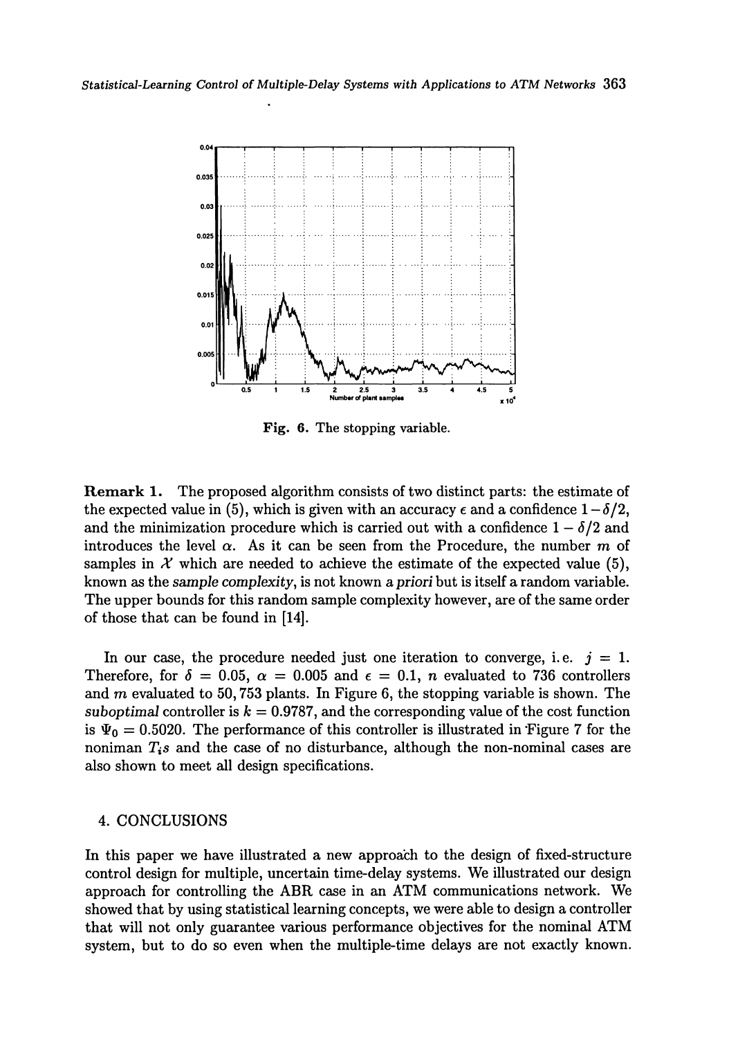Fig. 6. The stopping variable.

**Remark 1.** The proposed algorithm consists of two distinct parts: the estimate of the expected value in (5), which is given with an accuracy $\epsilon$ and a confidence $1-\delta/2$, and the minimization procedure which is carried out with a confidence $1-\delta/2$ and introduces the level $\alpha$. As it can be seen from the Procedure, the number $m$ of samples in $\mathcal{X}$ which are needed to achieve the estimate of the expected value (5), known as the *sample complexity*, is not known *a priori* but is itself a random variable. The upper bounds for this random sample complexity however, are of the same order of those that can be found in [14].

In our case, the procedure needed just one iteration to converge, i.e. $j = 1$. Therefore, for $\delta = 0.05$, $\alpha = 0.005$ and $\epsilon = 0.1$, $n$ evaluated to 736 controllers and $m$ evaluated to 50,753 plants. In Figure 6, the stopping variable is shown. The *suboptimal* controller is $k = 0.9787$, and the corresponding value of the cost function is $\Psi_0 = 0.5020$. The performance of this controller is illustrated in Figure 7 for the noniman $T_i s$ and the case of no disturbance, although the non-nominal cases are also shown to meet all design specifications.

## 4. CONCLUSIONS

In this paper we have illustrated a new approach to the design of fixed-structure control design for multiple, uncertain time-delay systems. We illustrated our design approach for controlling the ABR case in an ATM communications network. We showed that by using statistical learning concepts, we were able to design a controller that will not only guarantee various performance objectives for the nominal ATM system, but to do so even when the multiple-time delays are not exactly known.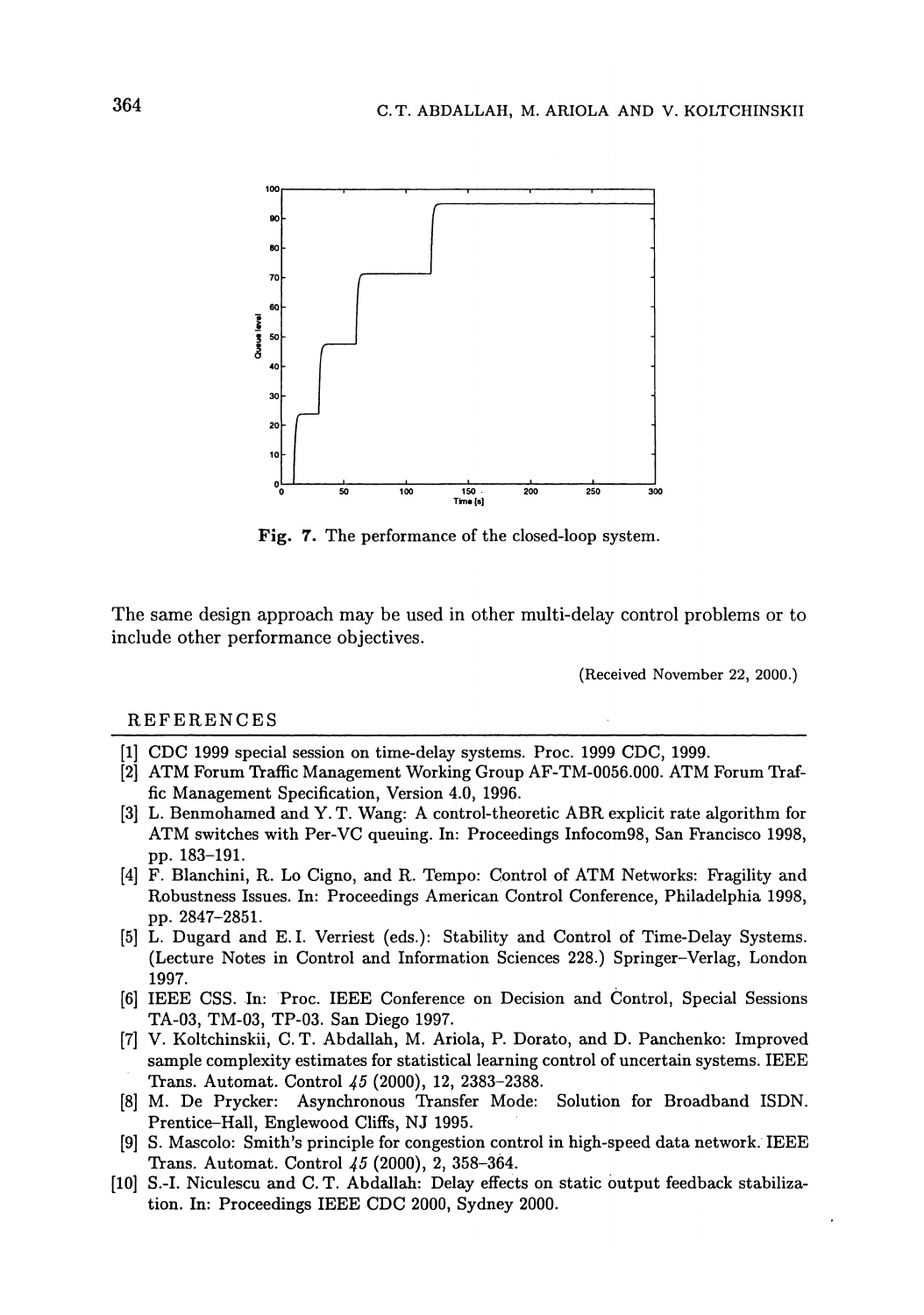Fig. 7. The performance of the closed-loop system.

The same design approach may be used in other multi-delay control problems or to include other performance objectives.

(Received November 22, 2000.)

## REFERENCES

[1] CDC 1999 special session on time-delay systems. Proc. 1999 CDC, 1999.

[2] ATM Forum Traffic Management Working Group AF-TM-0056.000. ATM Forum Traffic Management Specification, Version 4.0, 1996.

[3] L. Benmohamed and Y. T. Wang: A control-theoretic ABR explicit rate algorithm for ATM switches with Per-VC queuing. In: Proceedings Infocom98, San Francisco 1998, pp. 183–191.

[4] F. Blanchini, R. Lo Cigno, and R. Tempo: Control of ATM Networks: Fragility and Robustness Issues. In: Proceedings American Control Conference, Philadelphia 1998, pp. 2847–2851.

[5] L. Dugard and E. I. Verriest (eds.): Stability and Control of Time-Delay Systems. (Lecture Notes in Control and Information Sciences 228.) Springer–Verlag, London 1997.

[6] IEEE CSS. In: Proc. IEEE Conference on Decision and Control, Special Sessions TA-03, TM-03, TP-03. San Diego 1997.

[7] V. Koltchinskii, C. T. Abdallah, M. Ariola, P. Dorato, and D. Panchenko: Improved sample complexity estimates for statistical learning control of uncertain systems. IEEE Trans. Automat. Control *45* (2000), 12, 2383–2388.

[8] M. De Prycker: Asynchronous Transfer Mode: Solution for Broadband ISDN. Prentice–Hall, Englewood Cliffs, NJ 1995.

[9] S. Mascolo: Smith's principle for congestion control in high-speed data network. IEEE Trans. Automat. Control *45* (2000), 2, 358–364.

[10] S.-I. Niculescu and C. T. Abdallah: Delay effects on static output feedback stabilization. In: Proceedings IEEE CDC 2000, Sydney 2000.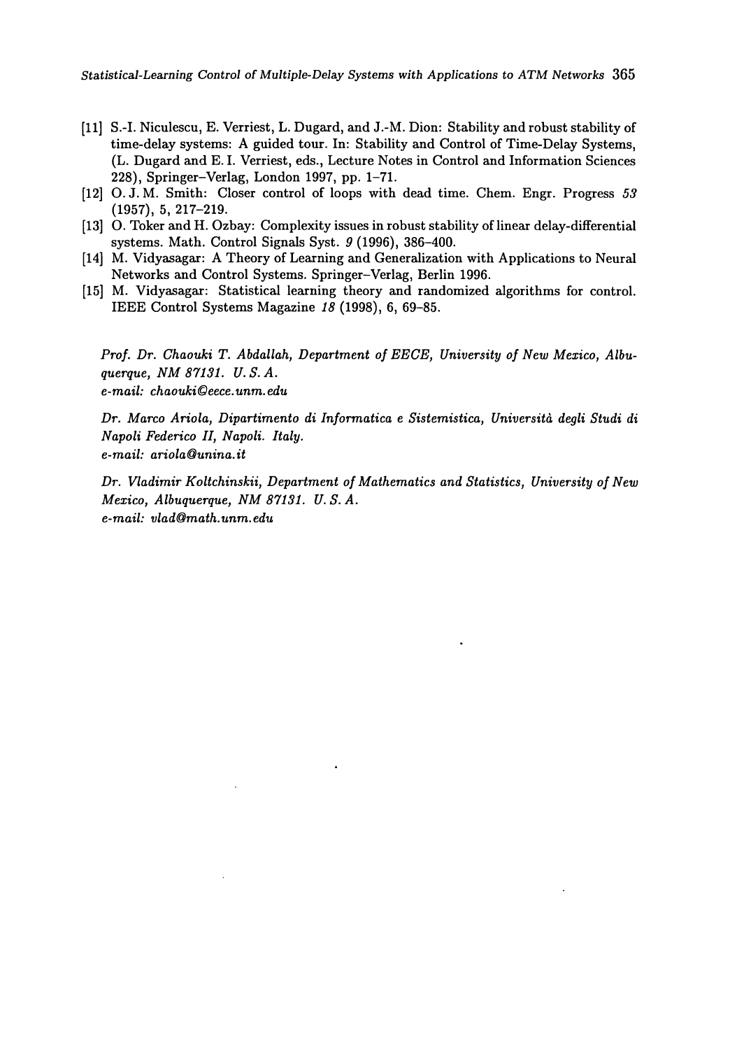[11] S.-I. Niculescu, E. Verriest, L. Dugard, and J.-M. Dion: Stability and robust stability of time-delay systems: A guided tour. In: Stability and Control of Time-Delay Systems, (L. Dugard and E. I. Verriest, eds., Lecture Notes in Control and Information Sciences 228), Springer–Verlag, London 1997, pp. 1–71.

[12] O. J. M. Smith: Closer control of loops with dead time. Chem. Engr. Progress *53* (1957), 5, 217–219.

[13] O. Toker and H. Ozbay: Complexity issues in robust stability of linear delay-differential systems. Math. Control Signals Syst. *9* (1996), 386–400.

[14] M. Vidyasagar: A Theory of Learning and Generalization with Applications to Neural Networks and Control Systems. Springer–Verlag, Berlin 1996.

[15] M. Vidyasagar: Statistical learning theory and randomized algorithms for control. IEEE Control Systems Magazine *18* (1998), 6, 69–85.

*Prof. Dr. Chaouki T. Abdallah, Department of EECE, University of New Mexico, Albuquerque, NM 87131. U. S. A.*
*e-mail: chaouki@eece.unm.edu*

*Dr. Marco Ariola, Dipartimento di Informatica e Sistemistica, Università degli Studi di Napoli Federico II, Napoli. Italy.*
*e-mail: ariola@unina.it*

*Dr. Vladimir Koltchinskii, Department of Mathematics and Statistics, University of New Mexico, Albuquerque, NM 87131. U. S. A.*
*e-mail: vlad@math.unm.edu*